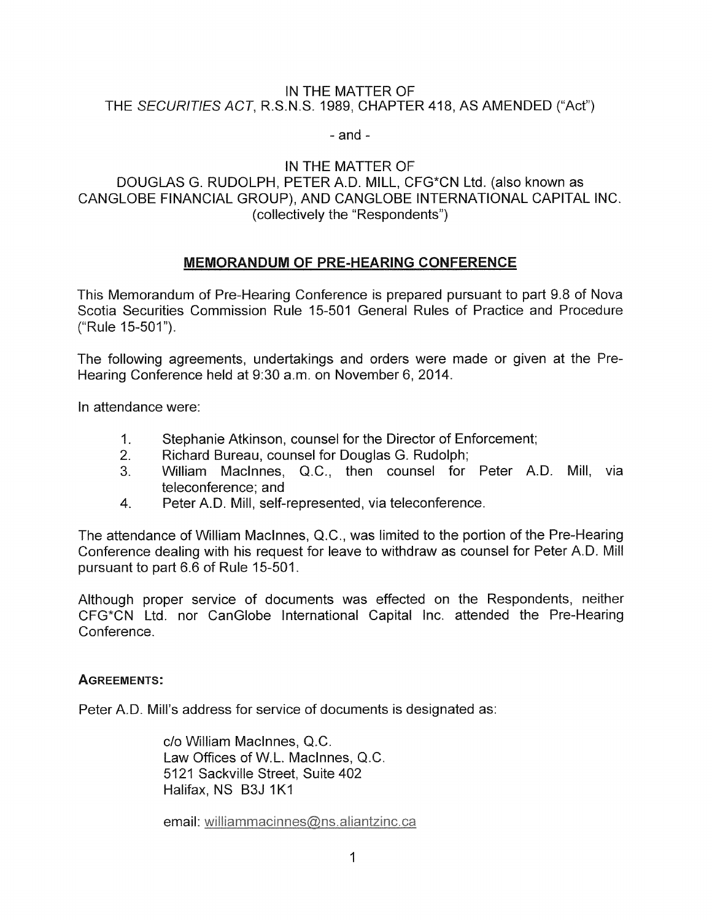IN THE MATTER OF
THE *SECURITIES ACT*, R.S.N.S. 1989, CHAPTER 418, AS AMENDED ("Act")

- and -

IN THE MATTER OF
DOUGLAS G. RUDOLPH, PETER A.D. MILL, CFG*CN Ltd. (also known as CANGLOBE FINANCIAL GROUP), AND CANGLOBE INTERNATIONAL CAPITAL INC. (collectively the "Respondents")

# MEMORANDUM OF PRE-HEARING CONFERENCE

This Memorandum of Pre-Hearing Conference is prepared pursuant to part 9.8 of Nova Scotia Securities Commission Rule 15-501 General Rules of Practice and Procedure ("Rule 15-501").

The following agreements, undertakings and orders were made or given at the Pre-Hearing Conference held at 9:30 a.m. on November 6, 2014.

In attendance were:

1. Stephanie Atkinson, counsel for the Director of Enforcement;
2. Richard Bureau, counsel for Douglas G. Rudolph;
3. William MacInnes, Q.C., then counsel for Peter A.D. Mill, via teleconference; and
4. Peter A.D. Mill, self-represented, via teleconference.

The attendance of William MacInnes, Q.C., was limited to the portion of the Pre-Hearing Conference dealing with his request for leave to withdraw as counsel for Peter A.D. Mill pursuant to part 6.6 of Rule 15-501.

Although proper service of documents was effected on the Respondents, neither CFG*CN Ltd. nor CanGlobe International Capital Inc. attended the Pre-Hearing Conference.

## AGREEMENTS:

Peter A.D. Mill's address for service of documents is designated as:

c/o William MacInnes, Q.C.
Law Offices of W.L. MacInnes, Q.C.
5121 Sackville Street, Suite 402
Halifax, NS B3J 1K1

email: williammacinnes@ns.aliantzinc.ca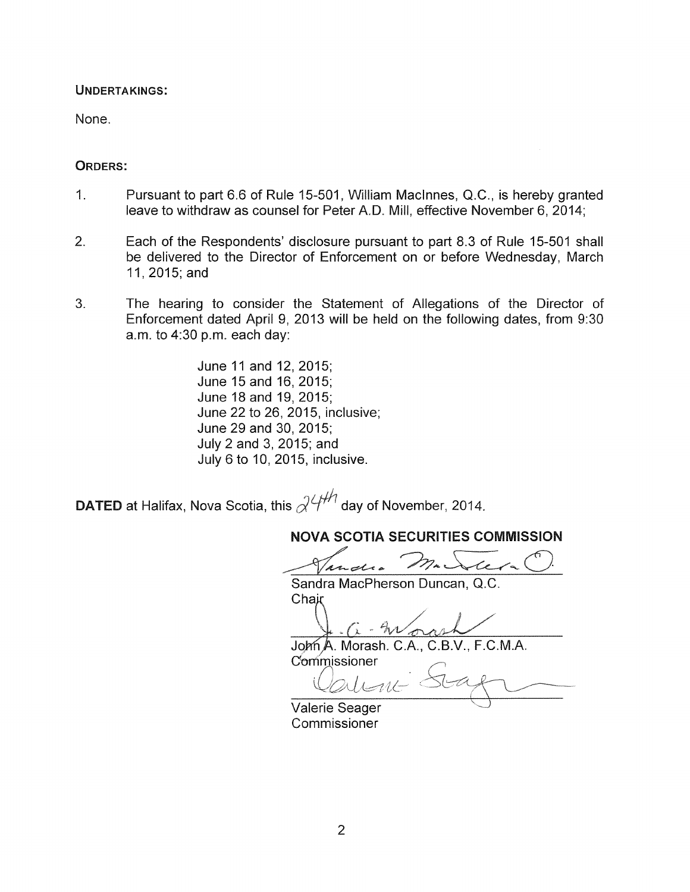**UNDERTAKINGS:**

None.

**ORDERS:**

1. Pursuant to part 6.6 of Rule 15-501, William MacInnes, Q.C., is hereby granted leave to withdraw as counsel for Peter A.D. Mill, effective November 6, 2014;

2. Each of the Respondents' disclosure pursuant to part 8.3 of Rule 15-501 shall be delivered to the Director of Enforcement on or before Wednesday, March 11, 2015; and

3. The hearing to consider the Statement of Allegations of the Director of Enforcement dated April 9, 2013 will be held on the following dates, from 9:30 a.m. to 4:30 p.m. each day:

   June 11 and 12, 2015;
   June 15 and 16, 2015;
   June 18 and 19, 2015;
   June 22 to 26, 2015, inclusive;
   June 29 and 30, 2015;
   July 2 and 3, 2015; and
   July 6 to 10, 2015, inclusive.

**DATED** at Halifax, Nova Scotia, this 24th day of November, 2014.

**NOVA SCOTIA SECURITIES COMMISSION**

Sandra MacPherson Duncan, Q.C.
Chair

John A. Morash. C.A., C.B.V., F.C.M.A.
Commissioner

Valerie Seager
Commissioner